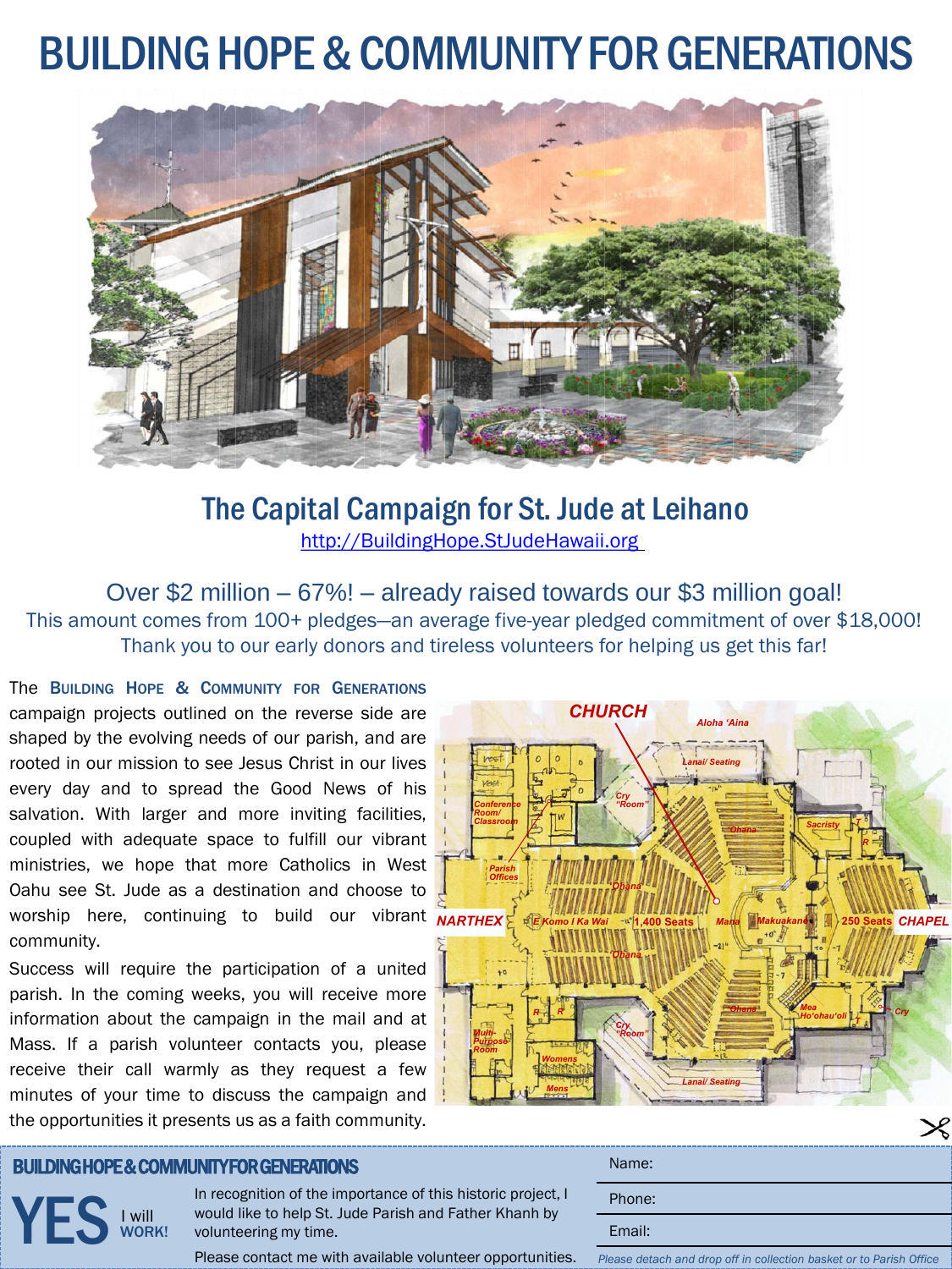# BUILDING HOPE & COMMUNITY FOR GENERATIONS

## The Capital Campaign for St. Jude at Leihano

http://BuildingHope.StJudeHawaii.org

### Over $2 million – 67%! – already raised towards our $3 million goal!

This amount comes from 100+ pledges—an average five-year pledged commitment of over $18,000!

Thank you to our early donors and tireless volunteers for helping us get this far!

The **BUILDING HOPE & COMMUNITY FOR GENERATIONS** campaign projects outlined on the reverse side are shaped by the evolving needs of our parish, and are rooted in our mission to see Jesus Christ in our lives every day and to spread the Good News of his salvation. With larger and more inviting facilities, coupled with adequate space to fulfill our vibrant ministries, we hope that more Catholics in West Oahu see St. Jude as a destination and choose to worship here, continuing to build our vibrant community.

Success will require the participation of a united parish. In the coming weeks, you will receive more information about the campaign in the mail and at Mass. If a parish volunteer contacts you, please receive their call warmly as they request a few minutes of your time to discuss the campaign and the opportunities it presents us as a faith community.

---

**BUILDING HOPE & COMMUNITY FOR GENERATIONS**

**YES** I will **WORK!**

In recognition of the importance of this historic project, I would like to help St. Jude Parish and Father Khanh by volunteering my time.

Please contact me with available volunteer opportunities.

Name:

Phone:

Email:

*Please detach and drop off in collection basket or to Parish Office*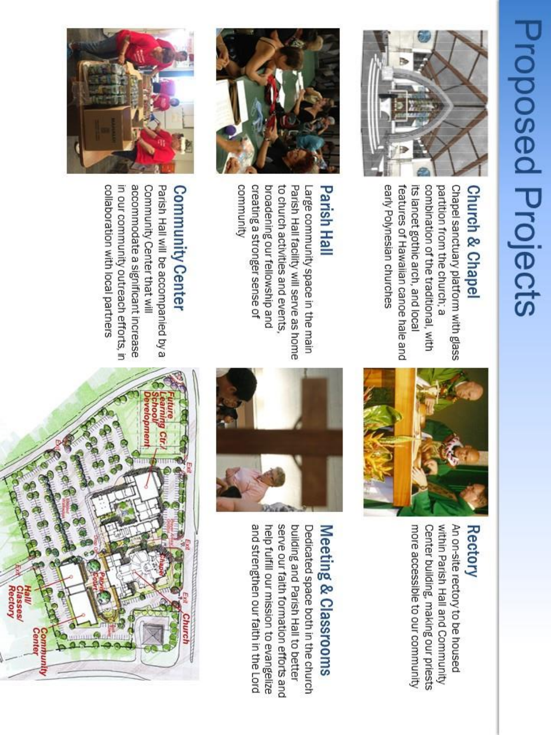# Proposed Projects

## Church & Chapel

Chapel sanctuary platform with glass partition from the church; a combination of the traditional, with its lancet gothic arch, and local features of Hawaiian canoe hale and early Polynesian churches

## Parish Hall

Large community space in the main Parish Hall facility will serve as home to church activities and events, broadening our fellowship and creating a stronger sense of community

## Community Center

Parish Hall will be accompanied by a Community Center that will accommodate a significant increase in our community outreach efforts, in collaboration with local partners

## Rectory

An on-site rectory to be housed within Parish Hall and Community Center building, making our priests more accessible to our community

## Meeting & Classrooms

Dedicated space both in the church building and Parish Hall to better serve our faith formation efforts and help fulfill our mission to evangelize and strengthen our faith in the Lord